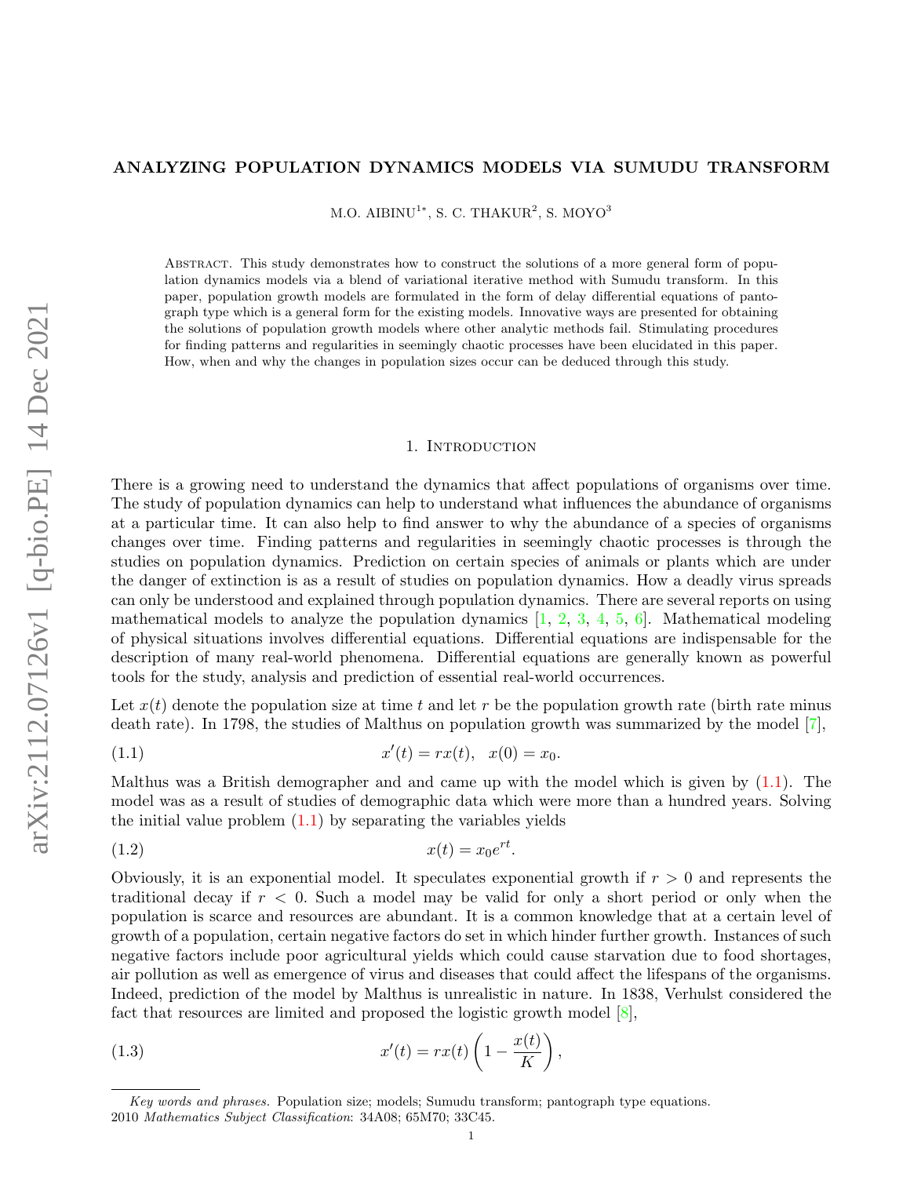# ANALYZING POPULATION DYNAMICS MODELS VIA SUMUDU TRANSFORM

M.O. AIBINU[1*], S. C. THAKUR[2], S. MOYO[3]

Abstract. This study demonstrates how to construct the solutions of a more general form of population dynamics models via a blend of variational iterative method with Sumudu transform. In this paper, population growth models are formulated in the form of delay differential equations of pantograph type which is a general form for the existing models. Innovative ways are presented for obtaining the solutions of population growth models where other analytic methods fail. Stimulating procedures for finding patterns and regularities in seemingly chaotic processes have been elucidated in this paper. How, when and why the changes in population sizes occur can be deduced through this study.

## 1. Introduction

There is a growing need to understand the dynamics that affect populations of organisms over time. The study of population dynamics can help to understand what influences the abundance of organisms at a particular time. It can also help to find answer to why the abundance of a species of organisms changes over time. Finding patterns and regularities in seemingly chaotic processes is through the studies on population dynamics. Prediction on certain species of animals or plants which are under the danger of extinction is as a result of studies on population dynamics. How a deadly virus spreads can only be understood and explained through population dynamics. There are several reports on using mathematical models to analyze the population dynamics [1, 2, 3, 4, 5, 6]. Mathematical modeling of physical situations involves differential equations. Differential equations are indispensable for the description of many real-world phenomena. Differential equations are generally known as powerful tools for the study, analysis and prediction of essential real-world occurrences.

Let $x(t)$ denote the population size at time $t$ and let $r$ be the population growth rate (birth rate minus death rate). In 1798, the studies of Malthus on population growth was summarized by the model [7],

$$x'(t) = rx(t), \quad x(0) = x_0. \tag{1.1}$$

Malthus was a British demographer and and came up with the model which is given by (1.1). The model was as a result of studies of demographic data which were more than a hundred years. Solving the initial value problem (1.1) by separating the variables yields

$$x(t) = x_0 e^{rt}. \tag{1.2}$$

Obviously, it is an exponential model. It speculates exponential growth if $r > 0$ and represents the traditional decay if $r < 0$. Such a model may be valid for only a short period or only when the population is scarce and resources are abundant. It is a common knowledge that at a certain level of growth of a population, certain negative factors do set in which hinder further growth. Instances of such negative factors include poor agricultural yields which could cause starvation due to food shortages, air pollution as well as emergence of virus and diseases that could affect the lifespans of the organisms. Indeed, prediction of the model by Malthus is unrealistic in nature. In 1838, Verhulst considered the fact that resources are limited and proposed the logistic growth model [8],

$$x'(t) = rx(t)\left(1 - \frac{x(t)}{K}\right), \tag{1.3}$$

*Key words and phrases.* Population size; models; Sumudu transform; pantograph type equations.

2010 *Mathematics Subject Classification*: 34A08; 65M70; 33C45.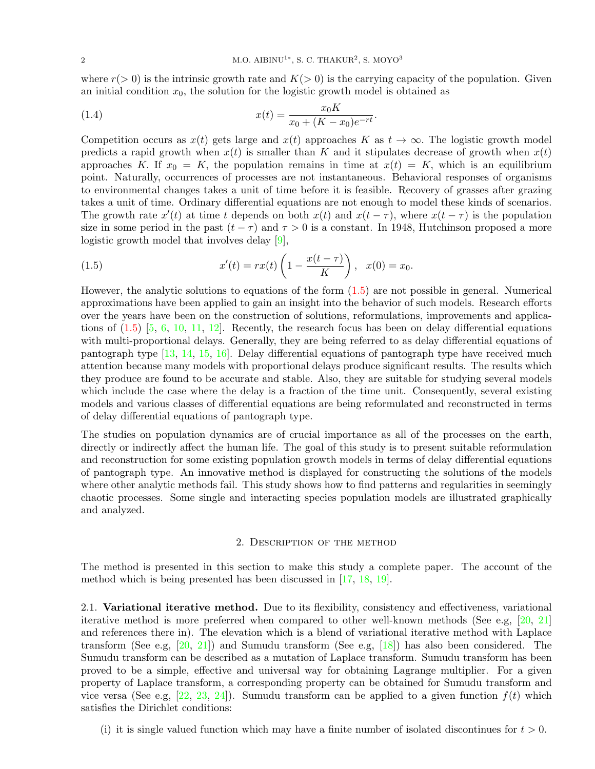where $r(>0)$ is the intrinsic growth rate and $K(>0)$ is the carrying capacity of the population. Given an initial condition $x_0$, the solution for the logistic growth model is obtained as

$$x(t) = \frac{x_0 K}{x_0 + (K - x_0)e^{-rt}}. \tag{1.4}$$

Competition occurs as $x(t)$ gets large and $x(t)$ approaches $K$ as $t \to \infty$. The logistic growth model predicts a rapid growth when $x(t)$ is smaller than $K$ and it stipulates decrease of growth when $x(t)$ approaches $K$. If $x_0 = K$, the population remains in time at $x(t) = K$, which is an equilibrium point. Naturally, occurrences of processes are not instantaneous. Behavioral responses of organisms to environmental changes takes a unit of time before it is feasible. Recovery of grasses after grazing takes a unit of time. Ordinary differential equations are not enough to model these kinds of scenarios. The growth rate $x'(t)$ at time $t$ depends on both $x(t)$ and $x(t-\tau)$, where $x(t-\tau)$ is the population size in some period in the past $(t-\tau)$ and $\tau > 0$ is a constant. In 1948, Hutchinson proposed a more logistic growth model that involves delay [9],

$$x'(t) = rx(t)\left(1 - \frac{x(t-\tau)}{K}\right), \quad x(0) = x_0. \tag{1.5}$$

However, the analytic solutions to equations of the form (1.5) are not possible in general. Numerical approximations have been applied to gain an insight into the behavior of such models. Research efforts over the years have been on the construction of solutions, reformulations, improvements and applications of (1.5) [5, 6, 10, 11, 12]. Recently, the research focus has been on delay differential equations with multi-proportional delays. Generally, they are being referred to as delay differential equations of pantograph type [13, 14, 15, 16]. Delay differential equations of pantograph type have received much attention because many models with proportional delays produce significant results. The results which they produce are found to be accurate and stable. Also, they are suitable for studying several models which include the case where the delay is a fraction of the time unit. Consequently, several existing models and various classes of differential equations are being reformulated and reconstructed in terms of delay differential equations of pantograph type.

The studies on population dynamics are of crucial importance as all of the processes on the earth, directly or indirectly affect the human life. The goal of this study is to present suitable reformulation and reconstruction for some existing population growth models in terms of delay differential equations of pantograph type. An innovative method is displayed for constructing the solutions of the models where other analytic methods fail. This study shows how to find patterns and regularities in seemingly chaotic processes. Some single and interacting species population models are illustrated graphically and analyzed.

## 2. Description of the method

The method is presented in this section to make this study a complete paper. The account of the method which is being presented has been discussed in [17, 18, 19].

### 2.1. Variational iterative method.

Due to its flexibility, consistency and effectiveness, variational iterative method is more preferred when compared to other well-known methods (See e.g, [20, 21] and references there in). The elevation which is a blend of variational iterative method with Laplace transform (See e.g, [20, 21]) and Sumudu transform (See e.g, [18]) has also been considered. The Sumudu transform can be described as a mutation of Laplace transform. Sumudu transform has been proved to be a simple, effective and universal way for obtaining Lagrange multiplier. For a given property of Laplace transform, a corresponding property can be obtained for Sumudu transform and vice versa (See e.g, [22, 23, 24]). Sumudu transform can be applied to a given function $f(t)$ which satisfies the Dirichlet conditions:

(i) it is single valued function which may have a finite number of isolated discontinues for $t > 0$.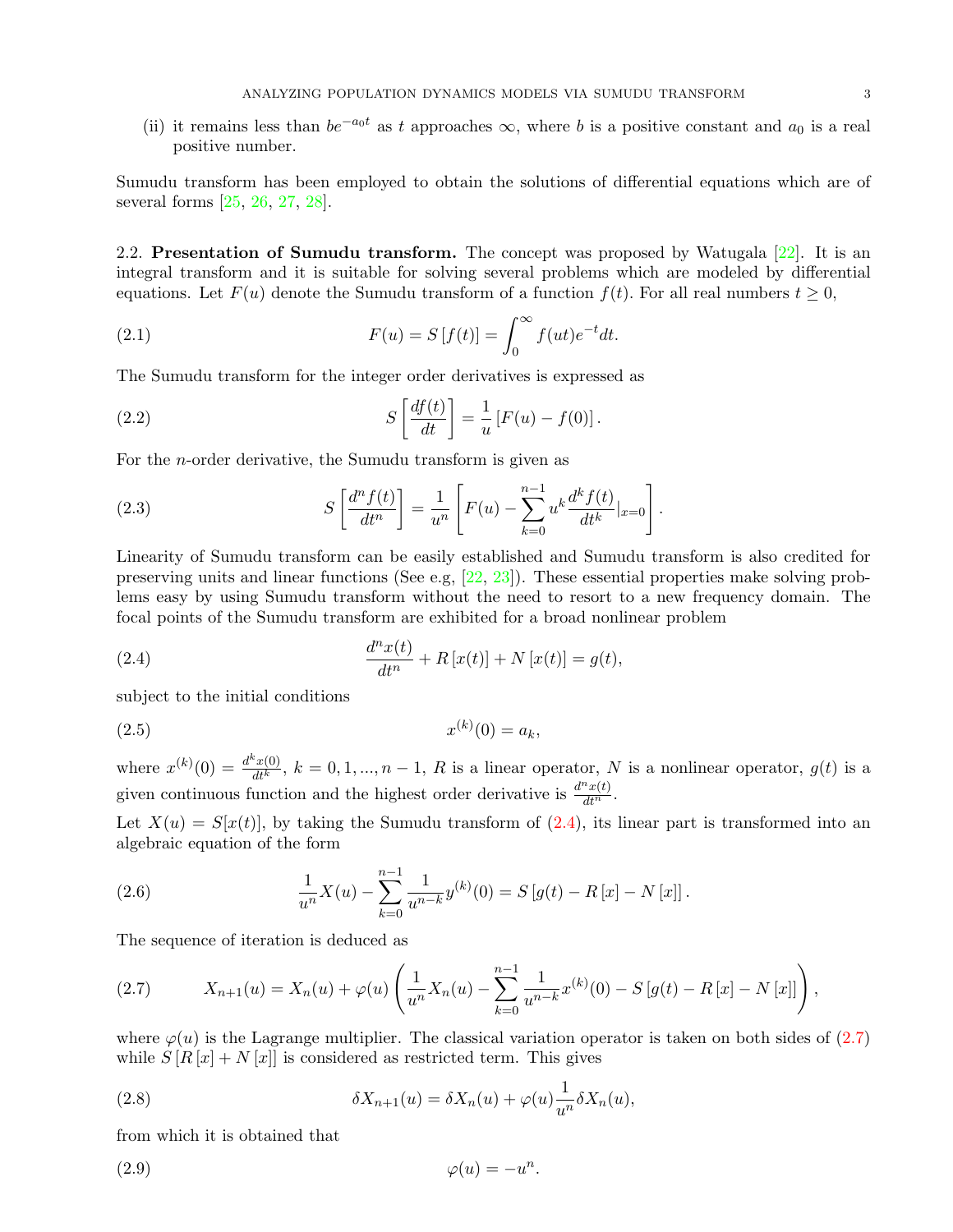(ii) it remains less than $be^{-a_0 t}$ as $t$ approaches $\infty$, where $b$ is a positive constant and $a_0$ is a real positive number.

Sumudu transform has been employed to obtain the solutions of differential equations which are of several forms [25, 26, 27, 28].

2.2. **Presentation of Sumudu transform.** The concept was proposed by Watugala [22]. It is an integral transform and it is suitable for solving several problems which are modeled by differential equations. Let $F(u)$ denote the Sumudu transform of a function $f(t)$. For all real numbers $t \geq 0$,

$$F(u) = S\left[f(t)\right] = \int_0^\infty f(ut)e^{-t}dt. \tag{2.1}$$

The Sumudu transform for the integer order derivatives is expressed as

$$S\left[\frac{df(t)}{dt}\right] = \frac{1}{u}\left[F(u) - f(0)\right]. \tag{2.2}$$

For the $n$-order derivative, the Sumudu transform is given as

$$S\left[\frac{d^n f(t)}{dt^n}\right] = \frac{1}{u^n}\left[F(u) - \sum_{k=0}^{n-1} u^k \frac{d^k f(t)}{dt^k}|_{x=0}\right]. \tag{2.3}$$

Linearity of Sumudu transform can be easily established and Sumudu transform is also credited for preserving units and linear functions (See e.g, [22, 23]). These essential properties make solving problems easy by using Sumudu transform without the need to resort to a new frequency domain. The focal points of the Sumudu transform are exhibited for a broad nonlinear problem

$$\frac{d^n x(t)}{dt^n} + R\left[x(t)\right] + N\left[x(t)\right] = g(t), \tag{2.4}$$

subject to the initial conditions

$$x^{(k)}(0) = a_k, \tag{2.5}$$

where $x^{(k)}(0) = \frac{d^k x(0)}{dt^k}$, $k = 0, 1, ..., n-1$, $R$ is a linear operator, $N$ is a nonlinear operator, $g(t)$ is a given continuous function and the highest order derivative is $\frac{d^n x(t)}{dt^n}$.

Let $X(u) = S[x(t)]$, by taking the Sumudu transform of (2.4), its linear part is transformed into an algebraic equation of the form

$$\frac{1}{u^n}X(u) - \sum_{k=0}^{n-1} \frac{1}{u^{n-k}} y^{(k)}(0) = S\left[g(t) - R\left[x\right] - N\left[x\right]\right]. \tag{2.6}$$

The sequence of iteration is deduced as

$$X_{n+1}(u) = X_n(u) + \varphi(u)\left(\frac{1}{u^n}X_n(u) - \sum_{k=0}^{n-1} \frac{1}{u^{n-k}} x^{(k)}(0) - S\left[g(t) - R\left[x\right] - N\left[x\right]\right]\right), \tag{2.7}$$

where $\varphi(u)$ is the Lagrange multiplier. The classical variation operator is taken on both sides of (2.7) while $S\left[R\left[x\right] + N\left[x\right]\right]$ is considered as restricted term. This gives

$$\delta X_{n+1}(u) = \delta X_n(u) + \varphi(u)\frac{1}{u^n}\delta X_n(u), \tag{2.8}$$

from which it is obtained that

$$\varphi(u) = -u^n. \tag{2.9}$$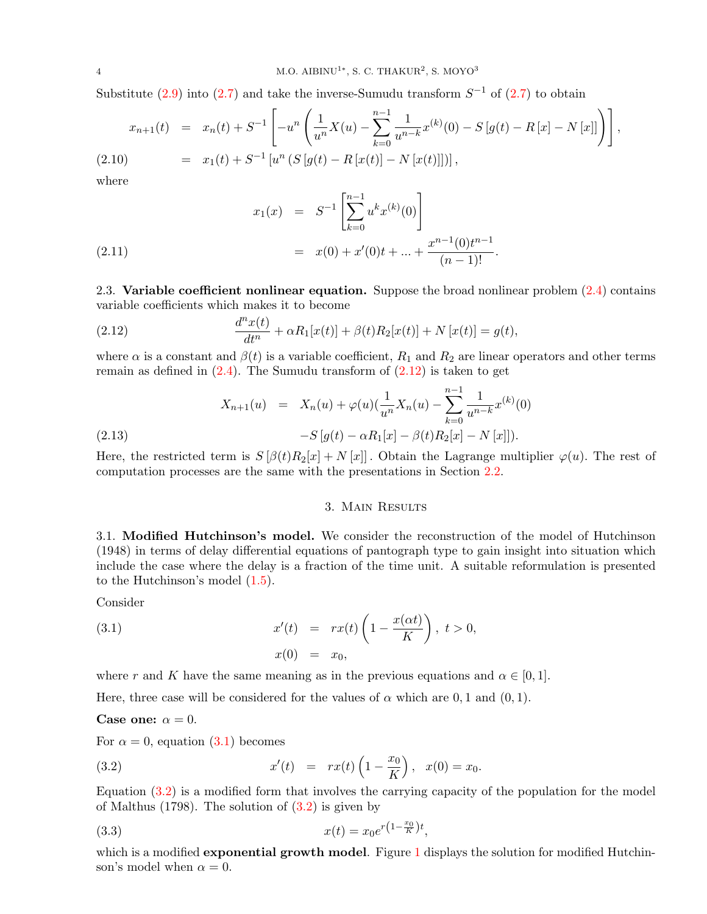Substitute (2.9) into (2.7) and take the inverse-Sumudu transform $S^{-1}$ of (2.7) to obtain

$$
\begin{aligned}
x_{n+1}(t) &= x_n(t) + S^{-1}\left[-u^n\left(\frac{1}{u^n}X(u) - \sum_{k=0}^{n-1}\frac{1}{u^{n-k}}x^{(k)}(0) - S\left[g(t) - R\left[x\right] - N\left[x\right]\right]\right)\right], \\
&= x_1(t) + S^{-1}\left[u^n\left(S\left[g(t) - R\left[x(t)\right] - N\left[x(t)\right]\right]\right)\right],
\end{aligned}
\tag{2.10}
$$

where

$$
\begin{aligned}
x_1(x) &= S^{-1}\left[\sum_{k=0}^{n-1}u^k x^{(k)}(0)\right] \\
&= x(0) + x'(0)t + ... + \frac{x^{n-1}(0)t^{n-1}}{(n-1)!}.
\end{aligned}
\tag{2.11}
$$

2.3. **Variable coefficient nonlinear equation.** Suppose the broad nonlinear problem (2.4) contains variable coefficients which makes it to become

$$
\frac{d^n x(t)}{dt^n} + \alpha R_1[x(t)] + \beta(t)R_2[x(t)] + N\left[x(t)\right] = g(t),
\tag{2.12}
$$

where $\alpha$ is a constant and $\beta(t)$ is a variable coefficient, $R_1$ and $R_2$ are linear operators and other terms remain as defined in (2.4). The Sumudu transform of (2.12) is taken to get

$$
\begin{aligned}
X_{n+1}(u) &= X_n(u) + \varphi(u)\left(\frac{1}{u^n}X_n(u) - \sum_{k=0}^{n-1}\frac{1}{u^{n-k}}x^{(k)}(0)\right. \\
&\quad \left. - S\left[g(t) - \alpha R_1[x] - \beta(t)R_2[x] - N\left[x\right]\right]\right).
\end{aligned}
\tag{2.13}
$$

Here, the restricted term is $S\left[\beta(t)R_2[x] + N\left[x\right]\right]$. Obtain the Lagrange multiplier $\varphi(u)$. The rest of computation processes are the same with the presentations in Section 2.2.

## 3. Main Results

3.1. **Modified Hutchinson's model.** We consider the reconstruction of the model of Hutchinson (1948) in terms of delay differential equations of pantograph type to gain insight into situation which include the case where the delay is a fraction of the time unit. A suitable reformulation is presented to the Hutchinson's model (1.5).

Consider

$$
\begin{aligned}
x'(t) &= rx(t)\left(1 - \frac{x(\alpha t)}{K}\right), \ t > 0, \\
x(0) &= x_0,
\end{aligned}
\tag{3.1}
$$

where $r$ and $K$ have the same meaning as in the previous equations and $\alpha \in [0, 1]$.

Here, three case will be considered for the values of $\alpha$ which are $0, 1$ and $(0, 1)$.

**Case one:** $\alpha = 0$.

For $\alpha = 0$, equation (3.1) becomes

$$
x'(t) = rx(t)\left(1 - \frac{x_0}{K}\right), \quad x(0) = x_0.
\tag{3.2}
$$

Equation (3.2) is a modified form that involves the carrying capacity of the population for the model of Malthus (1798). The solution of (3.2) is given by

$$
x(t) = x_0 e^{r\left(1 - \frac{x_0}{K}\right)t},
\tag{3.3}
$$

which is a modified **exponential growth model**. Figure 1 displays the solution for modified Hutchinson's model when $\alpha = 0$.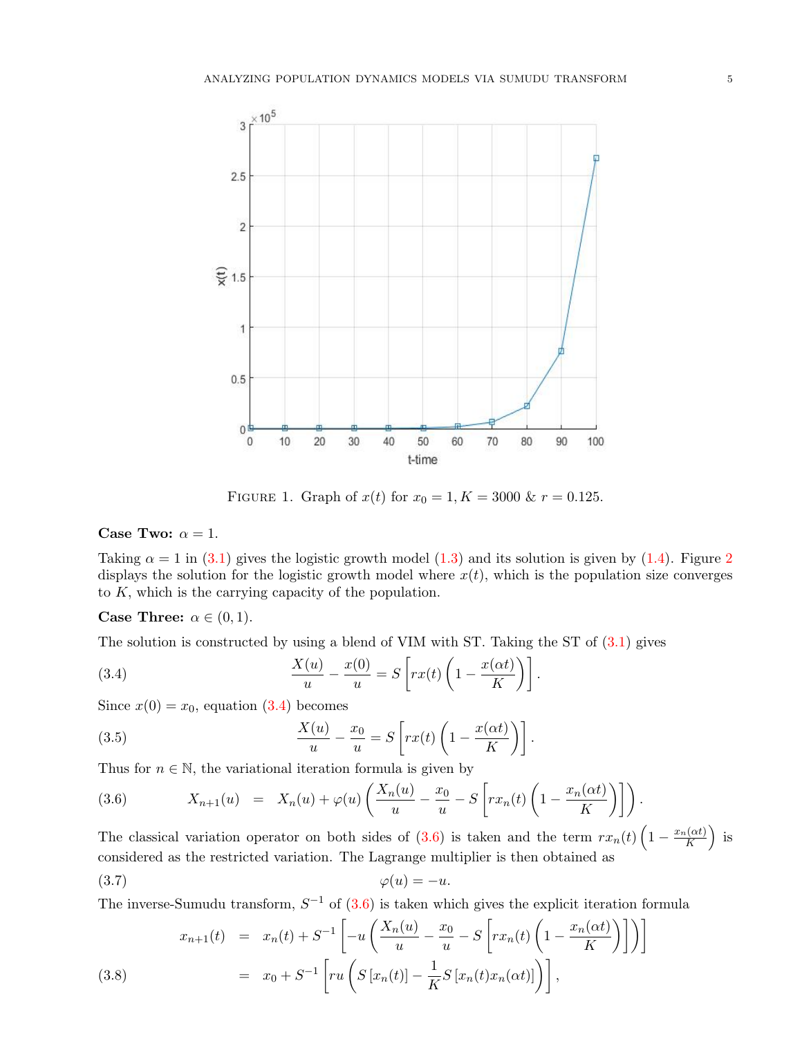$\times 10^5$

3

2.5

2

1.5

1

0.5

0

x(t)

0 10 20 30 40 50 60 70 80 90 100

t-time

Figure 1. Graph of $x(t)$ for $x_0 = 1, K = 3000$ & $r = 0.125$.

**Case Two:** $\alpha = 1$.

Taking $\alpha = 1$ in (3.1) gives the logistic growth model (1.3) and its solution is given by (1.4). Figure 2 displays the solution for the logistic growth model where $x(t)$, which is the population size converges to $K$, which is the carrying capacity of the population.

**Case Three:** $\alpha \in (0, 1)$.

The solution is constructed by using a blend of VIM with ST. Taking the ST of (3.1) gives

$$\frac{X(u)}{u} - \frac{x(0)}{u} = S\left[rx(t)\left(1 - \frac{x(\alpha t)}{K}\right)\right]. \tag{3.4}$$

Since $x(0) = x_0$, equation (3.4) becomes

$$\frac{X(u)}{u} - \frac{x_0}{u} = S\left[rx(t)\left(1 - \frac{x(\alpha t)}{K}\right)\right]. \tag{3.5}$$

Thus for $n \in \mathbb{N}$, the variational iteration formula is given by

$$X_{n+1}(u) \;\; = \;\; X_n(u) + \varphi(u)\left(\frac{X_n(u)}{u} - \frac{x_0}{u} - S\left[rx_n(t)\left(1 - \frac{x_n(\alpha t)}{K}\right)\right]\right). \tag{3.6}$$

The classical variation operator on both sides of (3.6) is taken and the term $rx_n(t)\left(1 - \frac{x_n(\alpha t)}{K}\right)$ is considered as the restricted variation. The Lagrange multiplier is then obtained as

$$\varphi(u) = -u. \tag{3.7}$$

The inverse-Sumudu transform, $S^{-1}$ of (3.6) is taken which gives the explicit iteration formula

$$\begin{aligned}
x_{n+1}(t) &= x_n(t) + S^{-1}\left[-u\left(\frac{X_n(u)}{u} - \frac{x_0}{u} - S\left[rx_n(t)\left(1 - \frac{x_n(\alpha t)}{K}\right)\right]\right)\right] \\
&= x_0 + S^{-1}\left[ru\left(S\left[x_n(t)\right] - \frac{1}{K}S\left[x_n(t)x_n(\alpha t)\right]\right)\right],
\end{aligned} \tag{3.8}$$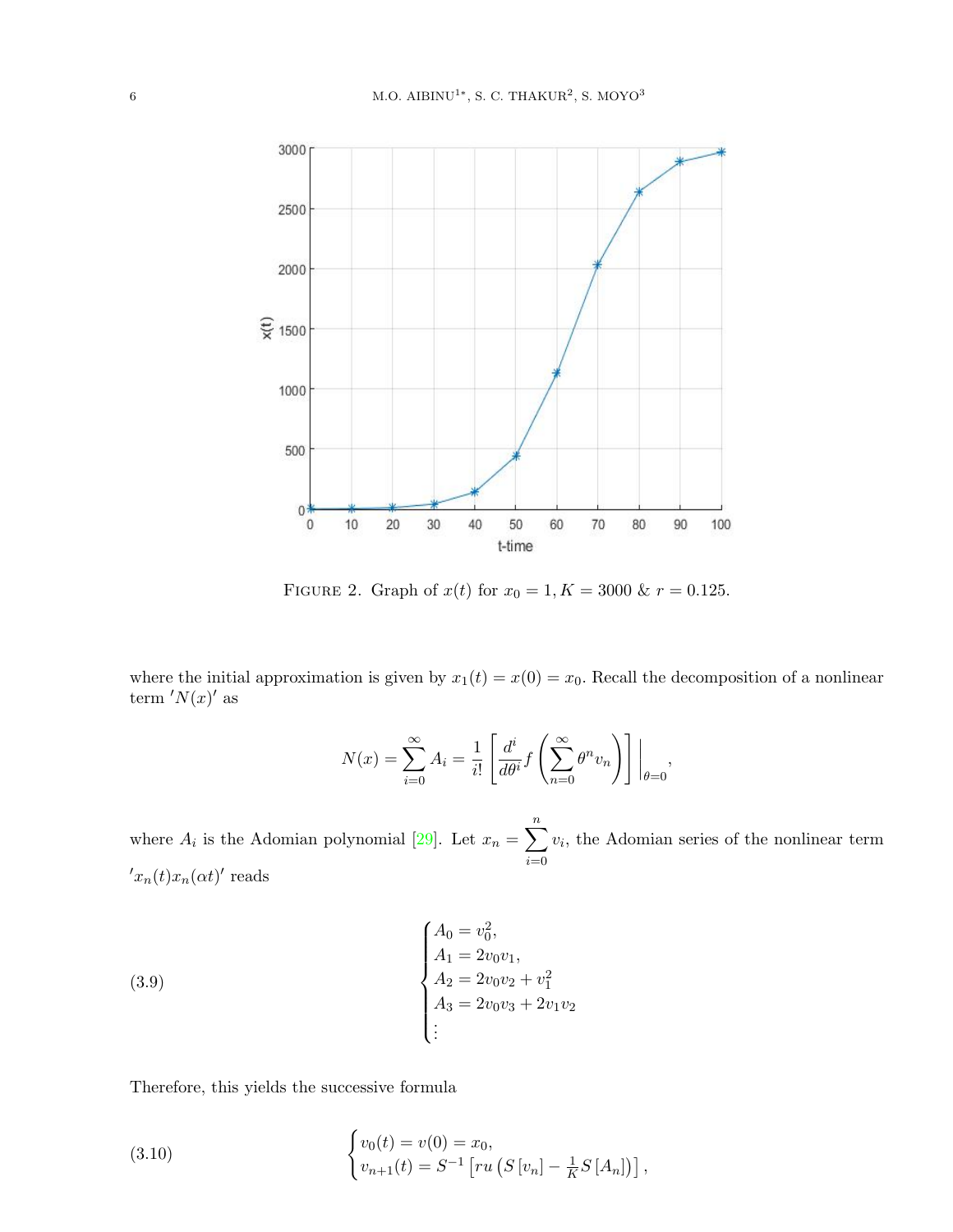3000
2500
2000
1500
1000
500
0

x(t)

0 10 20 30 40 50 60 70 80 90 100

t-time

FIGURE 2. Graph of $x(t)$ for $x_0 = 1, K = 3000$ & $r = 0.125$.

where the initial approximation is given by $x_1(t) = x(0) = x_0$. Recall the decomposition of a nonlinear term $'N(x)'$ as

$$N(x) = \sum_{i=0}^{\infty} A_i = \frac{1}{i!}\left[\frac{d^i}{d\theta^i} f\left(\sum_{n=0}^{\infty} \theta^n v_n\right)\right]\Bigg|_{\theta=0},$$

where $A_i$ is the Adomian polynomial [29]. Let $x_n = \sum_{i=0}^{n} v_i$, the Adomian series of the nonlinear term $'x_n(t)x_n(\alpha t)'$ reads

$$\begin{cases} A_0 = v_0^2, \\ A_1 = 2v_0 v_1, \\ A_2 = 2v_0 v_2 + v_1^2 \\ A_3 = 2v_0 v_3 + 2v_1 v_2 \\ \vdots \end{cases} \tag{3.9}$$

Therefore, this yields the successive formula

$$\begin{cases} v_0(t) = v(0) = x_0, \\ v_{n+1}(t) = S^{-1}\left[ru\left(S\left[v_n\right] - \frac{1}{K} S\left[A_n\right]\right)\right], \end{cases} \tag{3.10}$$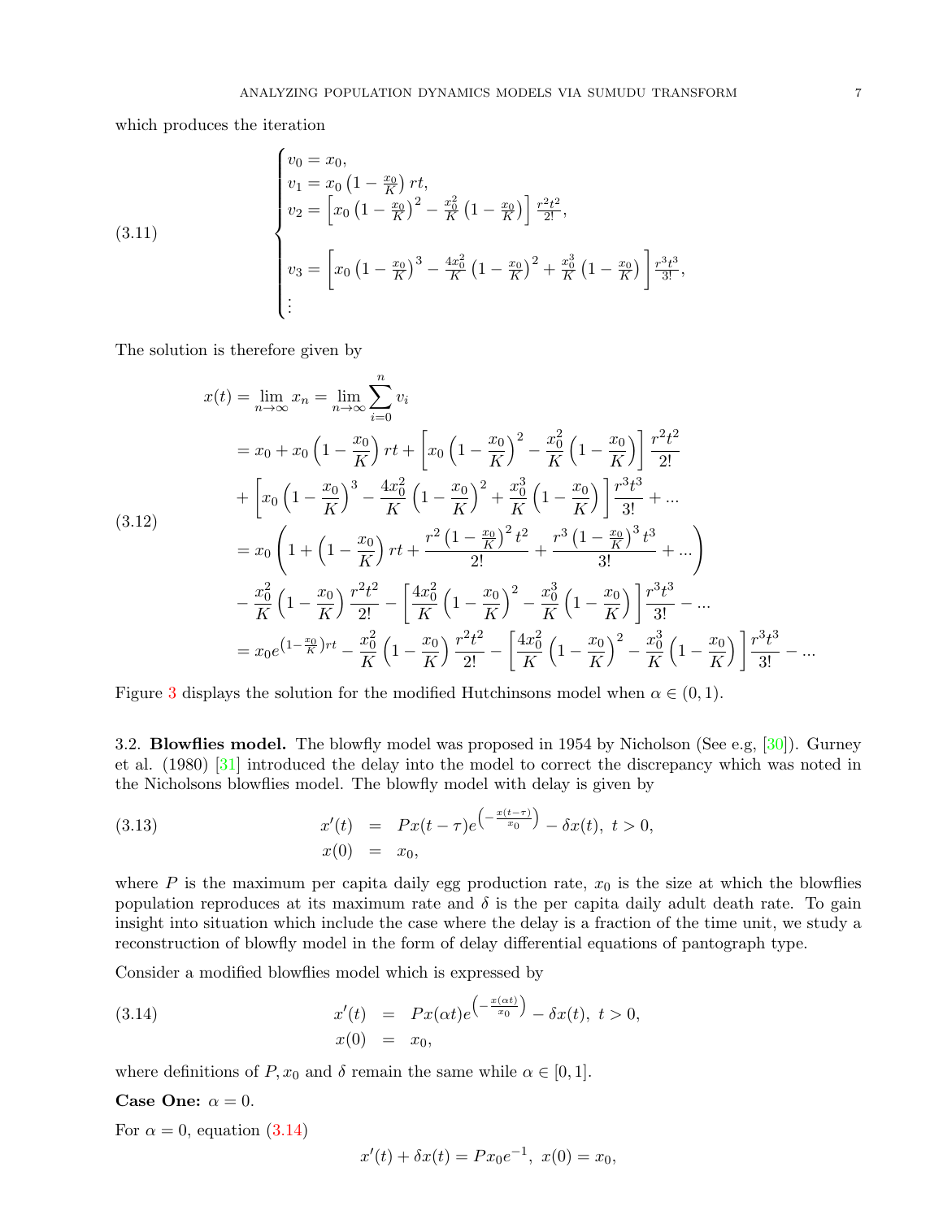which produces the iteration

$$
\begin{cases}
v_0 = x_0, \\
v_1 = x_0 \left(1 - \frac{x_0}{K}\right) rt, \\
v_2 = \left[x_0 \left(1 - \frac{x_0}{K}\right)^2 - \frac{x_0^2}{K}\left(1 - \frac{x_0}{K}\right)\right] \frac{r^2 t^2}{2!}, \\
\\
v_3 = \left[x_0 \left(1 - \frac{x_0}{K}\right)^3 - \frac{4x_0^2}{K}\left(1 - \frac{x_0}{K}\right)^2 + \frac{x_0^3}{K}\left(1 - \frac{x_0}{K}\right)\right] \frac{r^3 t^3}{3!}, \\
\vdots
\end{cases}
\tag{3.11}
$$

The solution is therefore given by

$$
\begin{aligned}
x(t) &= \lim_{n\to\infty} x_n = \lim_{n\to\infty} \sum_{i=0}^{n} v_i \\
&= x_0 + x_0 \left(1 - \frac{x_0}{K}\right) rt + \left[x_0 \left(1 - \frac{x_0}{K}\right)^2 - \frac{x_0^2}{K}\left(1 - \frac{x_0}{K}\right)\right] \frac{r^2 t^2}{2!} \\
&+ \left[x_0 \left(1 - \frac{x_0}{K}\right)^3 - \frac{4x_0^2}{K}\left(1 - \frac{x_0}{K}\right)^2 + \frac{x_0^3}{K}\left(1 - \frac{x_0}{K}\right)\right] \frac{r^3 t^3}{3!} + ... \\
&= x_0 \left(1 + \left(1 - \frac{x_0}{K}\right) rt + \frac{r^2 \left(1 - \frac{x_0}{K}\right)^2 t^2}{2!} + \frac{r^3 \left(1 - \frac{x_0}{K}\right)^3 t^3}{3!} + ...\right) \\
&- \frac{x_0^2}{K}\left(1 - \frac{x_0}{K}\right) \frac{r^2 t^2}{2!} - \left[\frac{4x_0^2}{K}\left(1 - \frac{x_0}{K}\right)^2 - \frac{x_0^3}{K}\left(1 - \frac{x_0}{K}\right)\right] \frac{r^3 t^3}{3!} - ... \\
&= x_0 e^{\left(1 - \frac{x_0}{K}\right) rt} - \frac{x_0^2}{K}\left(1 - \frac{x_0}{K}\right) \frac{r^2 t^2}{2!} - \left[\frac{4x_0^2}{K}\left(1 - \frac{x_0}{K}\right)^2 - \frac{x_0^3}{K}\left(1 - \frac{x_0}{K}\right)\right] \frac{r^3 t^3}{3!} - ...
\end{aligned}
\tag{3.12}
$$

Figure 3 displays the solution for the modified Hutchinsons model when $\alpha \in (0, 1)$.

3.2. **Blowflies model.** The blowfly model was proposed in 1954 by Nicholson (See e.g, [30]). Gurney et al. (1980) [31] introduced the delay into the model to correct the discrepancy which was noted in the Nicholsons blowflies model. The blowfly model with delay is given by

$$
\begin{aligned}
x'(t) &= Px(t-\tau) e^{\left(-\frac{x(t-\tau)}{x_0}\right)} - \delta x(t), \ t > 0, \\
x(0) &= x_0,
\end{aligned}
\tag{3.13}
$$

where $P$ is the maximum per capita daily egg production rate, $x_0$ is the size at which the blowflies population reproduces at its maximum rate and $\delta$ is the per capita daily adult death rate. To gain insight into situation which include the case where the delay is a fraction of the time unit, we study a reconstruction of blowfly model in the form of delay differential equations of pantograph type.

Consider a modified blowflies model which is expressed by

$$
\begin{aligned}
x'(t) &= Px(\alpha t) e^{\left(-\frac{x(\alpha t)}{x_0}\right)} - \delta x(t), \ t > 0, \\
x(0) &= x_0,
\end{aligned}
\tag{3.14}
$$

where definitions of $P, x_0$ and $\delta$ remain the same while $\alpha \in [0, 1]$.

**Case One:** $\alpha = 0$.

For $\alpha = 0$, equation (3.14)

$$
x'(t) + \delta x(t) = Px_0 e^{-1}, \ x(0) = x_0,
$$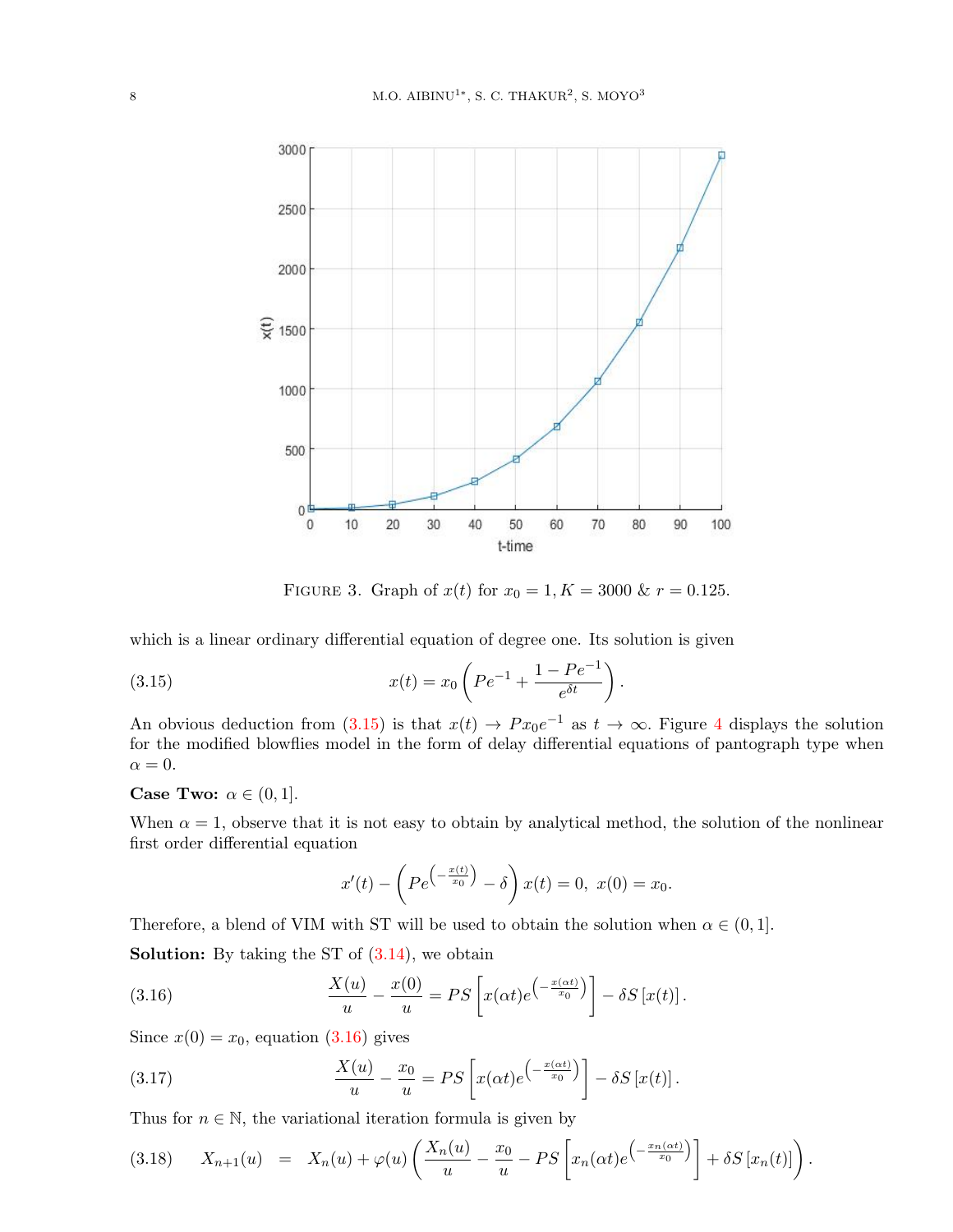3000
2500
2000
1500
1000
500
0
x(t)
0 10 20 30 40 50 60 70 80 90 100
t-time

FIGURE 3. Graph of $x(t)$ for $x_0 = 1, K = 3000$ & $r = 0.125$.

which is a linear ordinary differential equation of degree one. Its solution is given

$$x(t) = x_0 \left( Pe^{-1} + \frac{1 - Pe^{-1}}{e^{\delta t}} \right). \tag{3.15}$$

An obvious deduction from (3.15) is that $x(t) \to Px_0 e^{-1}$ as $t \to \infty$. Figure 4 displays the solution for the modified blowflies model in the form of delay differential equations of pantograph type when $\alpha = 0$.

**Case Two:** $\alpha \in (0, 1]$.

When $\alpha = 1$, observe that it is not easy to obtain by analytical method, the solution of the nonlinear first order differential equation

$$x'(t) - \left( Pe^{\left(-\frac{x(t)}{x_0}\right)} - \delta \right) x(t) = 0, \; x(0) = x_0.$$

Therefore, a blend of VIM with ST will be used to obtain the solution when $\alpha \in (0, 1]$.

**Solution:** By taking the ST of (3.14), we obtain

$$\frac{X(u)}{u} - \frac{x(0)}{u} = PS \left[ x(\alpha t) e^{\left(-\frac{x(\alpha t)}{x_0}\right)} \right] - \delta S\left[x(t)\right]. \tag{3.16}$$

Since $x(0) = x_0$, equation (3.16) gives

$$\frac{X(u)}{u} - \frac{x_0}{u} = PS \left[ x(\alpha t) e^{\left(-\frac{x(\alpha t)}{x_0}\right)} \right] - \delta S\left[x(t)\right]. \tag{3.17}$$

Thus for $n \in \mathbb{N}$, the variational iteration formula is given by

$$X_{n+1}(u) = X_n(u) + \varphi(u) \left( \frac{X_n(u)}{u} - \frac{x_0}{u} - PS \left[ x_n(\alpha t) e^{\left(-\frac{x_n(\alpha t)}{x_0}\right)} \right] + \delta S\left[x_n(t)\right] \right). \tag{3.18}$$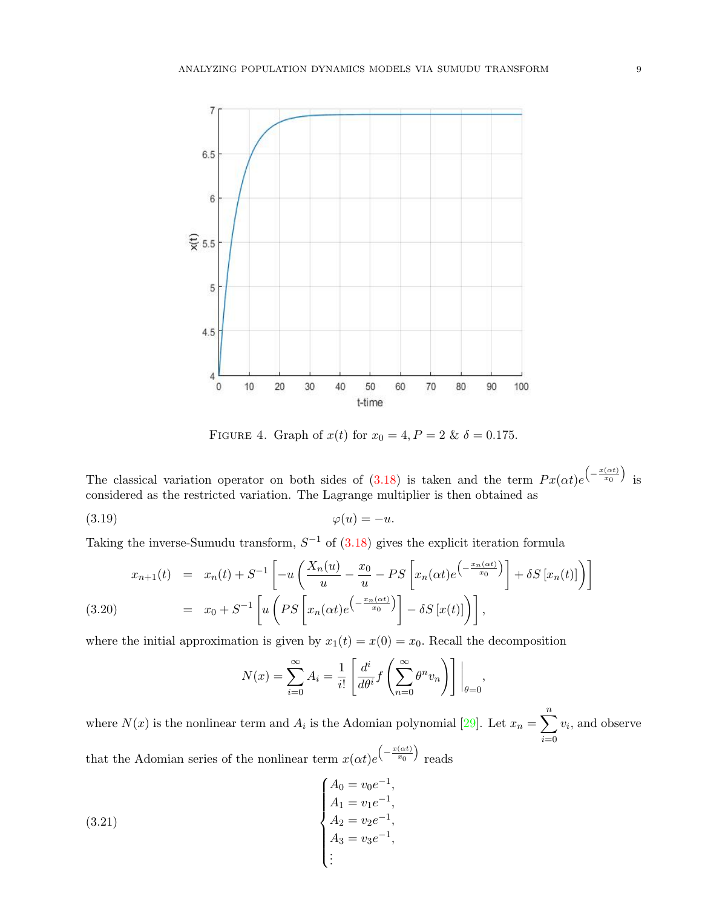7
6.5
6
5.5
5
4.5
4
x(t)
0 10 20 30 40 50 60 70 80 90 100
t-time

FIGURE 4. Graph of $x(t)$ for $x_0 = 4, P = 2$ & $\delta = 0.175$.

The classical variation operator on both sides of (3.18) is taken and the term $Px(\alpha t)e^{\left(-\frac{x(\alpha t)}{x_0}\right)}$ is considered as the restricted variation. The Lagrange multiplier is then obtained as

$$\varphi(u) = -u. \tag{3.19}$$

Taking the inverse-Sumudu transform, $S^{-1}$ of (3.18) gives the explicit iteration formula

$$\begin{aligned}
x_{n+1}(t) &= x_n(t) + S^{-1}\left[-u\left(\frac{X_n(u)}{u} - \frac{x_0}{u} - PS\left[x_n(\alpha t)e^{\left(-\frac{x_n(\alpha t)}{x_0}\right)}\right] + \delta S\left[x_n(t)\right]\right)\right] \\
&= x_0 + S^{-1}\left[u\left(PS\left[x_n(\alpha t)e^{\left(-\frac{x_n(\alpha t)}{x_0}\right)}\right] - \delta S\left[x(t)\right]\right)\right],
\end{aligned} \tag{3.20}$$

where the initial approximation is given by $x_1(t) = x(0) = x_0$. Recall the decomposition

$$N(x) = \sum_{i=0}^{\infty} A_i = \frac{1}{i!}\left[\frac{d^i}{d\theta^i} f\left(\sum_{n=0}^{\infty} \theta^n v_n\right)\right]\Big|_{\theta=0},$$

where $N(x)$ is the nonlinear term and $A_i$ is the Adomian polynomial [29]. Let $x_n = \sum_{i=0}^{n} v_i$, and observe that the Adomian series of the nonlinear term $x(\alpha t)e^{\left(-\frac{x(\alpha t)}{x_0}\right)}$ reads

$$\begin{cases}
A_0 = v_0 e^{-1}, \\
A_1 = v_1 e^{-1}, \\
A_2 = v_2 e^{-1}, \\
A_3 = v_3 e^{-1}, \\
\vdots
\end{cases} \tag{3.21}$$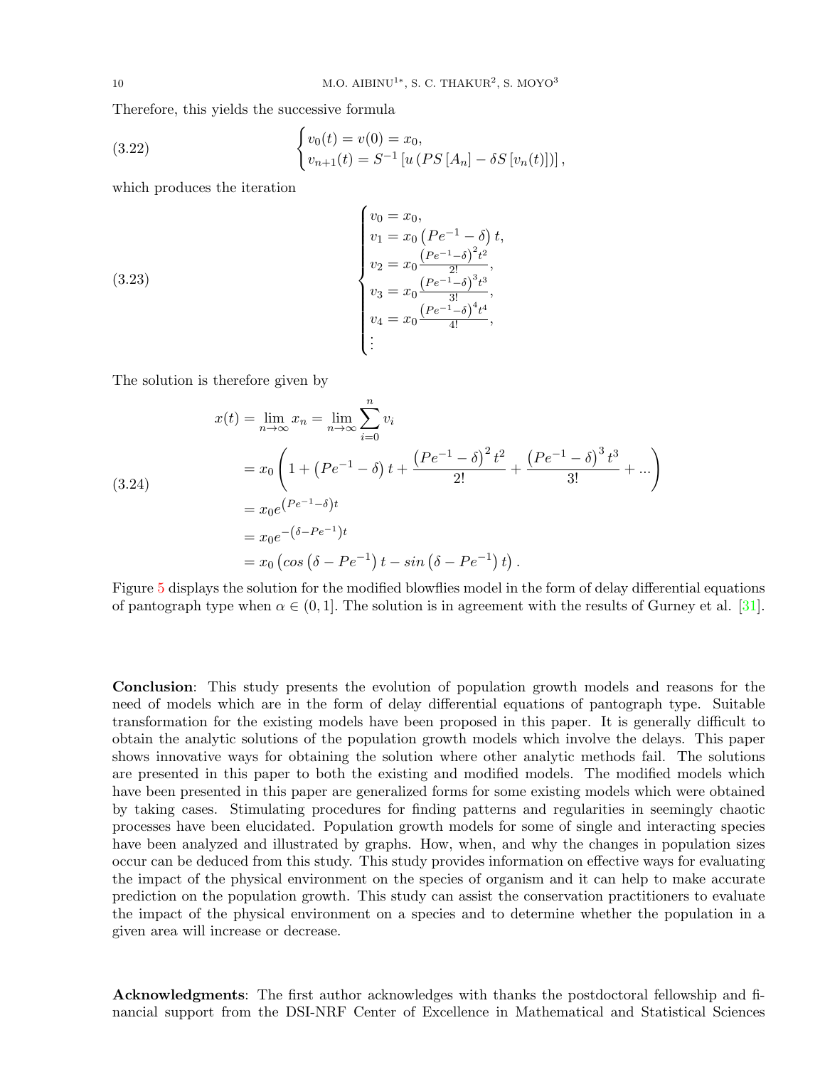Therefore, this yields the successive formula

$$
\begin{cases} v_0(t) = v(0) = x_0, \\ v_{n+1}(t) = S^{-1}\left[u\left(PS\left[A_n\right] - \delta S\left[v_n(t)\right]\right)\right], \end{cases} \tag{3.22}
$$

which produces the iteration

$$
\begin{cases} v_0 = x_0, \\ v_1 = x_0\left(Pe^{-1} - \delta\right)t, \\ v_2 = x_0\frac{\left(Pe^{-1}-\delta\right)^2 t^2}{2!}, \\ v_3 = x_0\frac{\left(Pe^{-1}-\delta\right)^3 t^3}{3!}, \\ v_4 = x_0\frac{\left(Pe^{-1}-\delta\right)^4 t^4}{4!}, \\ \vdots \end{cases} \tag{3.23}
$$

The solution is therefore given by

$$
\begin{aligned}
x(t) &= \lim_{n\to\infty} x_n = \lim_{n\to\infty}\sum_{i=0}^{n} v_i \\
&= x_0\left(1 + \left(Pe^{-1} - \delta\right)t + \frac{\left(Pe^{-1}-\delta\right)^2 t^2}{2!} + \frac{\left(Pe^{-1}-\delta\right)^3 t^3}{3!} + \ldots\right) \\
&= x_0 e^{\left(Pe^{-1}-\delta\right)t} \\
&= x_0 e^{-\left(\delta - Pe^{-1}\right)t} \\
&= x_0\left(cos\left(\delta - Pe^{-1}\right)t - sin\left(\delta - Pe^{-1}\right)t\right).
\end{aligned} \tag{3.24}
$$

Figure 5 displays the solution for the modified blowflies model in the form of delay differential equations of pantograph type when $\alpha \in (0, 1]$. The solution is in agreement with the results of Gurney et al. [31].

**Conclusion**: This study presents the evolution of population growth models and reasons for the need of models which are in the form of delay differential equations of pantograph type. Suitable transformation for the existing models have been proposed in this paper. It is generally difficult to obtain the analytic solutions of the population growth models which involve the delays. This paper shows innovative ways for obtaining the solution where other analytic methods fail. The solutions are presented in this paper to both the existing and modified models. The modified models which have been presented in this paper are generalized forms for some existing models which were obtained by taking cases. Stimulating procedures for finding patterns and regularities in seemingly chaotic processes have been elucidated. Population growth models for some of single and interacting species have been analyzed and illustrated by graphs. How, when, and why the changes in population sizes occur can be deduced from this study. This study provides information on effective ways for evaluating the impact of the physical environment on the species of organism and it can help to make accurate prediction on the population growth. This study can assist the conservation practitioners to evaluate the impact of the physical environment on a species and to determine whether the population in a given area will increase or decrease.

**Acknowledgments**: The first author acknowledges with thanks the postdoctoral fellowship and financial support from the DSI-NRF Center of Excellence in Mathematical and Statistical Sciences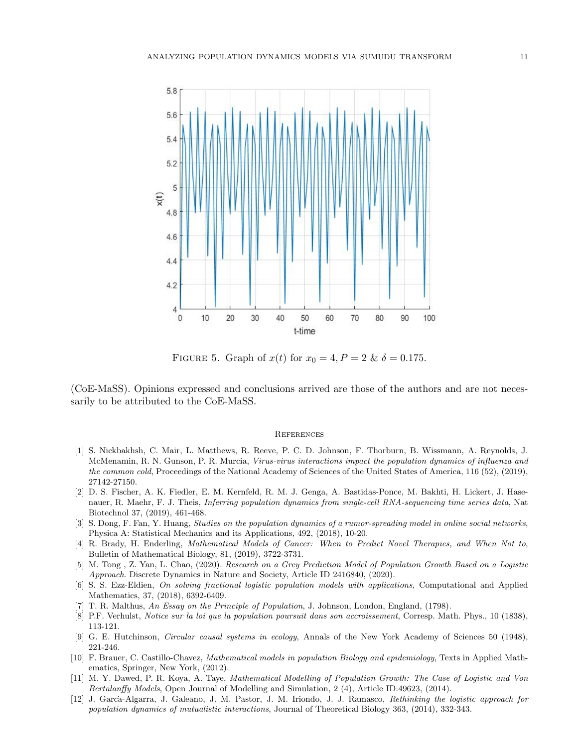5.8
5.6
5.4
5.2
5
4.8
4.6
4.4
4.2
4

x(t)

0 10 20 30 40 50 60 70 80 90 100

t-time

FIGURE 5. Graph of $x(t)$ for $x_0 = 4, P = 2$ & $\delta = 0.175$.

(CoE-MaSS). Opinions expressed and conclusions arrived are those of the authors and are not necessarily to be attributed to the CoE-MaSS.

## References

[1] S. Nickbakhsh, C. Mair, L. Matthews, R. Reeve, P. C. D. Johnson, F. Thorburn, B. Wissmann, A. Reynolds, J. McMenamin, R. N. Gunson, P. R. Murcia, *Virus-virus interactions impact the population dynamics of influenza and the common cold*, Proceedings of the National Academy of Sciences of the United States of America, 116 (52), (2019), 27142-27150.

[2] D. S. Fischer, A. K. Fiedler, E. M. Kernfeld, R. M. J. Genga, A. Bastidas-Ponce, M. Bakhti, H. Lickert, J. Hasenauer, R. Maehr, F. J. Theis, *Inferring population dynamics from single-cell RNA-sequencing time series data*, Nat Biotechnol 37, (2019), 461-468.

[3] S. Dong, F. Fan, Y. Huang, *Studies on the population dynamics of a rumor-spreading model in online social networks*, Physica A: Statistical Mechanics and its Applications, 492, (2018), 10-20.

[4] R. Brady, H. Enderling, *Mathematical Models of Cancer: When to Predict Novel Therapies, and When Not to*, Bulletin of Mathematical Biology, 81, (2019), 3722-3731.

[5] M. Tong , Z. Yan, L. Chao, (2020). *Research on a Grey Prediction Model of Population Growth Based on a Logistic Approach*. Discrete Dynamics in Nature and Society, Article ID 2416840, (2020).

[6] S. S. Ezz-Eldien, *On solving fractional logistic population models with applications*, Computational and Applied Mathematics, 37, (2018), 6392-6409.

[7] T. R. Malthus, *An Essay on the Principle of Population*, J. Johnson, London, England, (1798).

[8] P.F. Verhulst, *Notice sur la loi que la population poursuit dans son accroissement*, Corresp. Math. Phys., 10 (1838), 113-121.

[9] G. E. Hutchinson, *Circular causal systems in ecology*, Annals of the New York Academy of Sciences 50 (1948), 221-246.

[10] F. Brauer, C. Castillo-Chavez, *Mathematical models in population Biology and epidemiology*, Texts in Applied Mathematics, Springer, New York, (2012).

[11] M. Y. Dawed, P. R. Koya, A. Taye, *Mathematical Modelling of Population Growth: The Case of Logistic and Von Bertalanffy Models*, Open Journal of Modelling and Simulation, 2 (4), Article ID:49623, (2014).

[12] J. Garcá-Algarra, J. Galeano, J. M. Pastor, J. M. Iriondo, J. J. Ramasco, *Rethinking the logistic approach for population dynamics of mutualistic interactions*, Journal of Theoretical Biology 363, (2014), 332-343.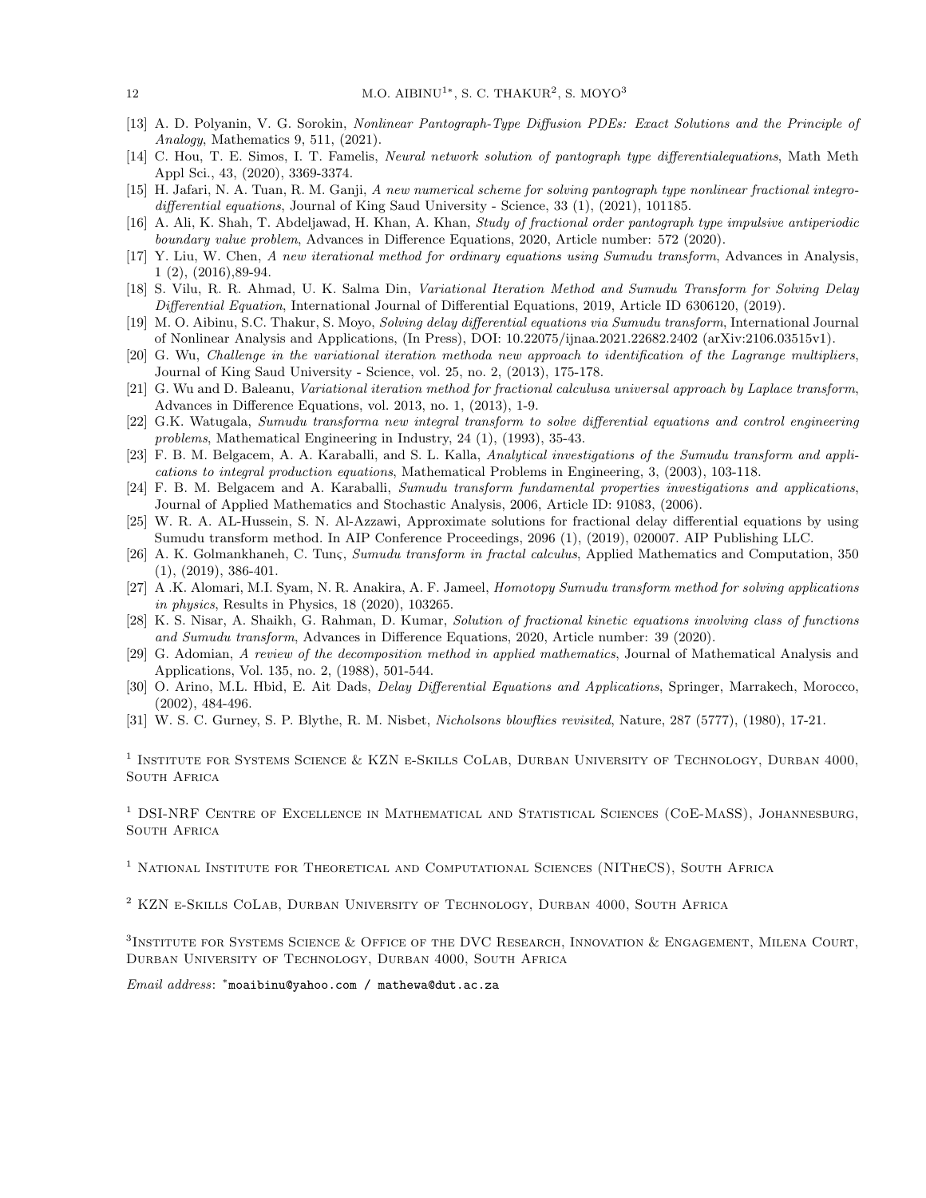[13] A. D. Polyanin, V. G. Sorokin, *Nonlinear Pantograph-Type Diffusion PDEs: Exact Solutions and the Principle of Analogy*, Mathematics 9, 511, (2021).

[14] C. Hou, T. E. Simos, I. T. Famelis, *Neural network solution of pantograph type differentialequations*, Math Meth Appl Sci., 43, (2020), 3369-3374.

[15] H. Jafari, N. A. Tuan, R. M. Ganji, *A new numerical scheme for solving pantograph type nonlinear fractional integro-differential equations*, Journal of King Saud University - Science, 33 (1), (2021), 101185.

[16] A. Ali, K. Shah, T. Abdeljawad, H. Khan, A. Khan, *Study of fractional order pantograph type impulsive antiperiodic boundary value problem*, Advances in Difference Equations, 2020, Article number: 572 (2020).

[17] Y. Liu, W. Chen, *A new iterational method for ordinary equations using Sumudu transform*, Advances in Analysis, 1 (2), (2016),89-94.

[18] S. Vilu, R. R. Ahmad, U. K. Salma Din, *Variational Iteration Method and Sumudu Transform for Solving Delay Differential Equation*, International Journal of Differential Equations, 2019, Article ID 6306120, (2019).

[19] M. O. Aibinu, S.C. Thakur, S. Moyo, *Solving delay differential equations via Sumudu transform*, International Journal of Nonlinear Analysis and Applications, (In Press), DOI: 10.22075/ijnaa.2021.22682.2402 (arXiv:2106.03515v1).

[20] G. Wu, *Challenge in the variational iteration methoda new approach to identification of the Lagrange multipliers*, Journal of King Saud University - Science, vol. 25, no. 2, (2013), 175-178.

[21] G. Wu and D. Baleanu, *Variational iteration method for fractional calculusa universal approach by Laplace transform*, Advances in Difference Equations, vol. 2013, no. 1, (2013), 1-9.

[22] G.K. Watugala, *Sumudu transforma new integral transform to solve differential equations and control engineering problems*, Mathematical Engineering in Industry, 24 (1), (1993), 35-43.

[23] F. B. M. Belgacem, A. A. Karaballi, and S. L. Kalla, *Analytical investigations of the Sumudu transform and applications to integral production equations*, Mathematical Problems in Engineering, 3, (2003), 103-118.

[24] F. B. M. Belgacem and A. Karaballi, *Sumudu transform fundamental properties investigations and applications*, Journal of Applied Mathematics and Stochastic Analysis, 2006, Article ID: 91083, (2006).

[25] W. R. A. AL-Hussein, S. N. Al-Azzawi, Approximate solutions for fractional delay differential equations by using Sumudu transform method. In AIP Conference Proceedings, 2096 (1), (2019), 020007. AIP Publishing LLC.

[26] A. K. Golmankhaneh, C. Tunç, *Sumudu transform in fractal calculus*, Applied Mathematics and Computation, 350 (1), (2019), 386-401.

[27] A .K. Alomari, M.I. Syam, N. R. Anakira, A. F. Jameel, *Homotopy Sumudu transform method for solving applications in physics*, Results in Physics, 18 (2020), 103265.

[28] K. S. Nisar, A. Shaikh, G. Rahman, D. Kumar, *Solution of fractional kinetic equations involving class of functions and Sumudu transform*, Advances in Difference Equations, 2020, Article number: 39 (2020).

[29] G. Adomian, *A review of the decomposition method in applied mathematics*, Journal of Mathematical Analysis and Applications, Vol. 135, no. 2, (1988), 501-544.

[30] O. Arino, M.L. Hbid, E. Ait Dads, *Delay Differential Equations and Applications*, Springer, Marrakech, Morocco, (2002), 484-496.

[31] W. S. C. Gurney, S. P. Blythe, R. M. Nisbet, *Nicholsons blowflies revisited*, Nature, 287 (5777), (1980), 17-21.

[1] Institute for Systems Science & KZN e-Skills CoLab, Durban University of Technology, Durban 4000, South Africa

[1] DSI-NRF Centre of Excellence in Mathematical and Statistical Sciences (CoE-MaSS), Johannesburg, South Africa

[1] National Institute for Theoretical and Computational Sciences (NITheCS), South Africa

[2] KZN e-Skills CoLab, Durban University of Technology, Durban 4000, South Africa

[3] Institute for Systems Science & Office of the DVC Research, Innovation & Engagement, Milena Court, Durban University of Technology, Durban 4000, South Africa

*Email address*: *moaibinu@yahoo.com / mathewa@dut.ac.za